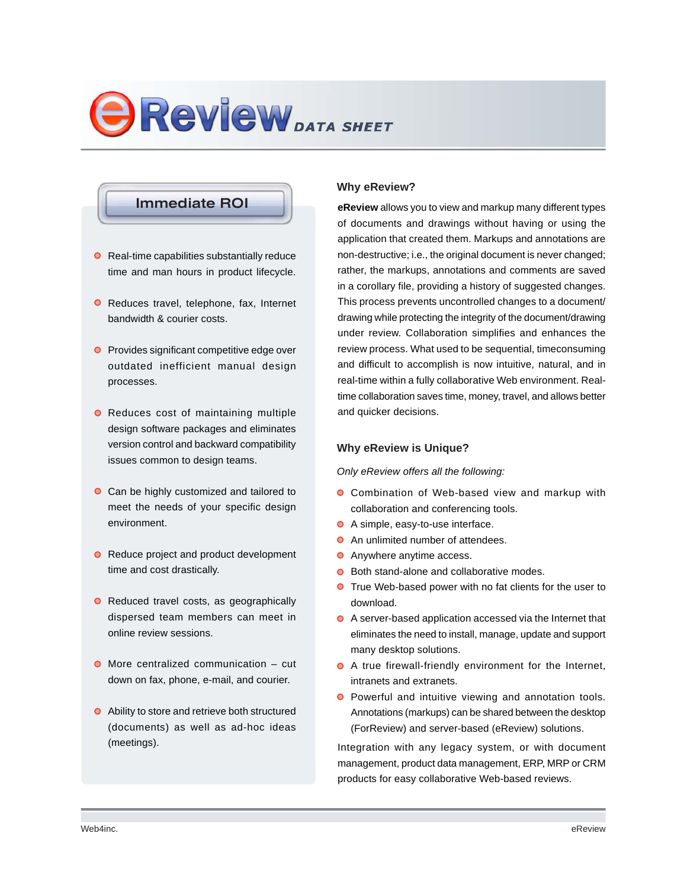# eReview DATA SHEET

## Immediate ROI

- Real-time capabilities substantially reduce time and man hours in product lifecycle.
- Reduces travel, telephone, fax, Internet bandwidth & courier costs.
- Provides significant competitive edge over outdated inefficient manual design processes.
- Reduces cost of maintaining multiple design software packages and eliminates version control and backward compatibility issues common to design teams.
- Can be highly customized and tailored to meet the needs of your specific design environment.
- Reduce project and product development time and cost drastically.
- Reduced travel costs, as geographically dispersed team members can meet in online review sessions.
- More centralized communication – cut down on fax, phone, e-mail, and courier.
- Ability to store and retrieve both structured (documents) as well as ad-hoc ideas (meetings).

## Why eReview?

**eReview** allows you to view and markup many different types of documents and drawings without having or using the application that created them. Markups and annotations are non-destructive; i.e., the original document is never changed; rather, the markups, annotations and comments are saved in a corollary file, providing a history of suggested changes. This process prevents uncontrolled changes to a document/drawing while protecting the integrity of the document/drawing under review. Collaboration simplifies and enhances the review process. What used to be sequential, timeconsuming and difficult to accomplish is now intuitive, natural, and in real-time within a fully collaborative Web environment. Real-time collaboration saves time, money, travel, and allows better and quicker decisions.

## Why eReview is Unique?

*Only eReview offers all the following:*

- Combination of Web-based view and markup with collaboration and conferencing tools.
- A simple, easy-to-use interface.
- An unlimited number of attendees.
- Anywhere anytime access.
- Both stand-alone and collaborative modes.
- True Web-based power with no fat clients for the user to download.
- A server-based application accessed via the Internet that eliminates the need to install, manage, update and support many desktop solutions.
- A true firewall-friendly environment for the Internet, intranets and extranets.
- Powerful and intuitive viewing and annotation tools. Annotations (markups) can be shared between the desktop (ForReview) and server-based (eReview) solutions.

Integration with any legacy system, or with document management, product data management, ERP, MRP or CRM products for easy collaborative Web-based reviews.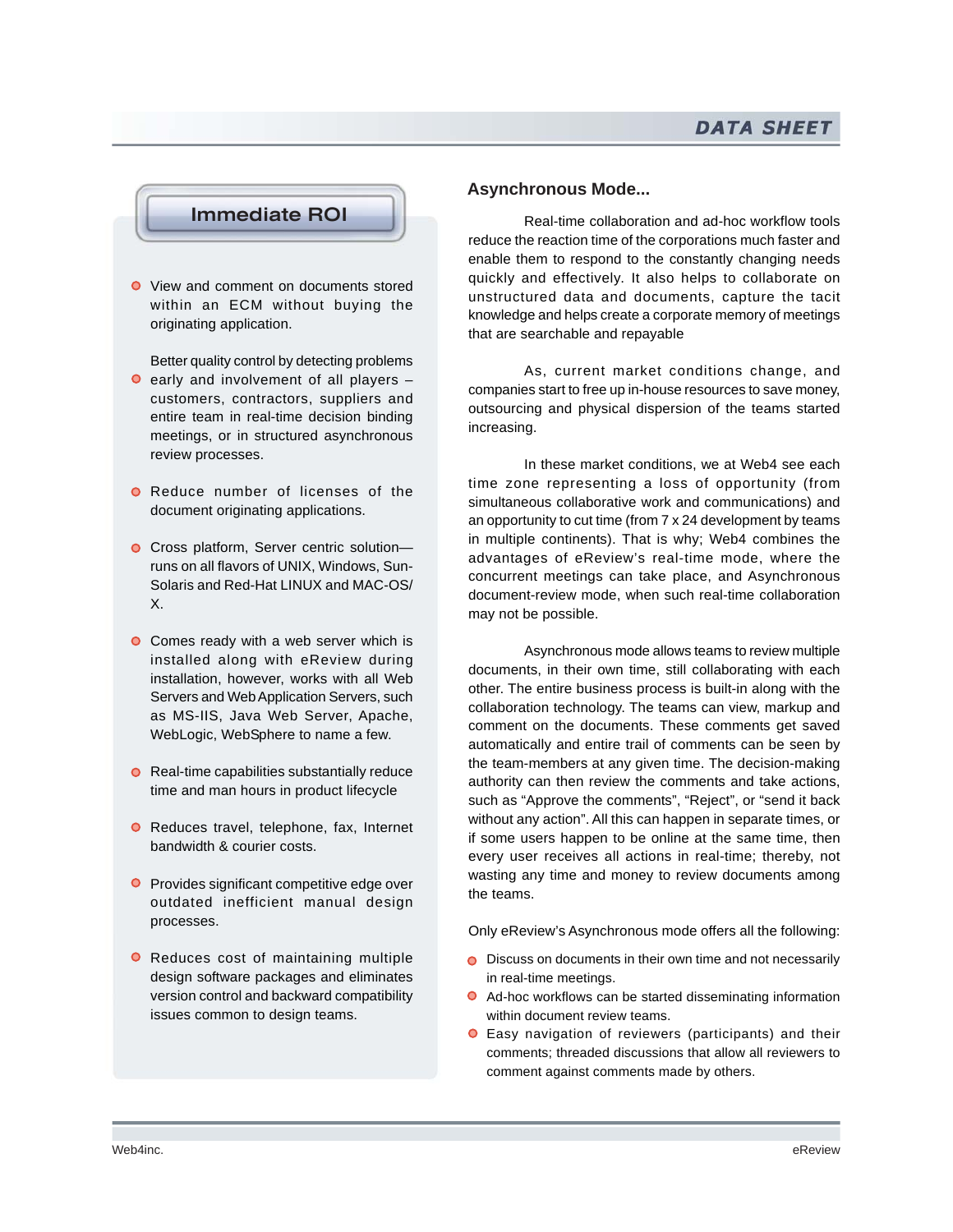## Immediate ROI

- View and comment on documents stored within an ECM without buying the originating application.
- Better quality control by detecting problems early and involvement of all players – customers, contractors, suppliers and entire team in real-time decision binding meetings, or in structured asynchronous review processes.
- Reduce number of licenses of the document originating applications.
- Cross platform, Server centric solution—runs on all flavors of UNIX, Windows, Sun-Solaris and Red-Hat LINUX and MAC-OS/X.
- Comes ready with a web server which is installed along with eReview during installation, however, works with all Web Servers and Web Application Servers, such as MS-IIS, Java Web Server, Apache, WebLogic, WebSphere to name a few.
- Real-time capabilities substantially reduce time and man hours in product lifecycle
- Reduces travel, telephone, fax, Internet bandwidth & courier costs.
- Provides significant competitive edge over outdated inefficient manual design processes.
- Reduces cost of maintaining multiple design software packages and eliminates version control and backward compatibility issues common to design teams.

## Asynchronous Mode...

Real-time collaboration and ad-hoc workflow tools reduce the reaction time of the corporations much faster and enable them to respond to the constantly changing needs quickly and effectively. It also helps to collaborate on unstructured data and documents, capture the tacit knowledge and helps create a corporate memory of meetings that are searchable and repayable

As, current market conditions change, and companies start to free up in-house resources to save money, outsourcing and physical dispersion of the teams started increasing.

In these market conditions, we at Web4 see each time zone representing a loss of opportunity (from simultaneous collaborative work and communications) and an opportunity to cut time (from 7 x 24 development by teams in multiple continents). That is why; Web4 combines the advantages of eReview's real-time mode, where the concurrent meetings can take place, and Asynchronous document-review mode, when such real-time collaboration may not be possible.

Asynchronous mode allows teams to review multiple documents, in their own time, still collaborating with each other. The entire business process is built-in along with the collaboration technology. The teams can view, markup and comment on the documents. These comments get saved automatically and entire trail of comments can be seen by the team-members at any given time. The decision-making authority can then review the comments and take actions, such as "Approve the comments", "Reject", or "send it back without any action". All this can happen in separate times, or if some users happen to be online at the same time, then every user receives all actions in real-time; thereby, not wasting any time and money to review documents among the teams.

Only eReview's Asynchronous mode offers all the following:

- Discuss on documents in their own time and not necessarily in real-time meetings.
- Ad-hoc workflows can be started disseminating information within document review teams.
- Easy navigation of reviewers (participants) and their comments; threaded discussions that allow all reviewers to comment against comments made by others.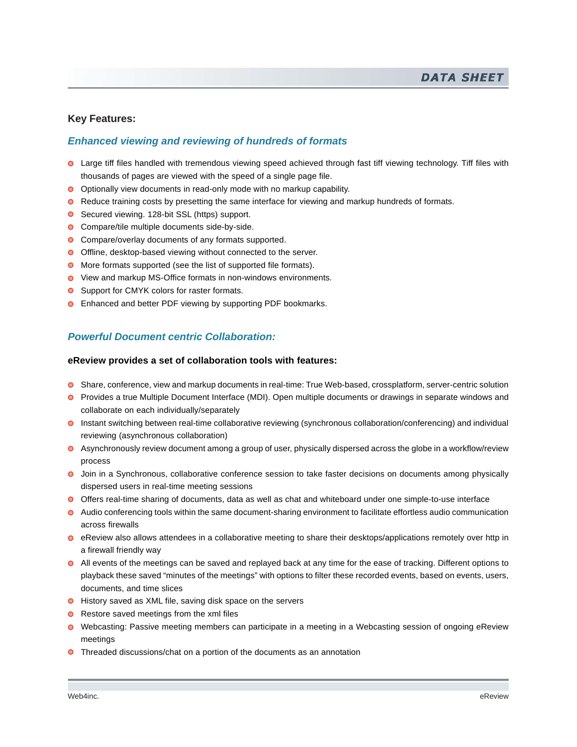## Key Features:

### *Enhanced viewing and reviewing of hundreds of formats*

- Large tiff files handled with tremendous viewing speed achieved through fast tiff viewing technology. Tiff files with thousands of pages are viewed with the speed of a single page file.
- Optionally view documents in read-only mode with no markup capability.
- Reduce training costs by presetting the same interface for viewing and markup hundreds of formats.
- Secured viewing. 128-bit SSL (https) support.
- Compare/tile multiple documents side-by-side.
- Compare/overlay documents of any formats supported.
- Offline, desktop-based viewing without connected to the server.
- More formats supported (see the list of supported file formats).
- View and markup MS-Office formats in non-windows environments.
- Support for CMYK colors for raster formats.
- Enhanced and better PDF viewing by supporting PDF bookmarks.

### *Powerful Document centric Collaboration:*

**eReview provides a set of collaboration tools with features:**

- Share, conference, view and markup documents in real-time: True Web-based, crossplatform, server-centric solution
- Provides a true Multiple Document Interface (MDI). Open multiple documents or drawings in separate windows and collaborate on each individually/separately
- Instant switching between real-time collaborative reviewing (synchronous collaboration/conferencing) and individual reviewing (asynchronous collaboration)
- Asynchronously review document among a group of user, physically dispersed across the globe in a workflow/review process
- Join in a Synchronous, collaborative conference session to take faster decisions on documents among physically dispersed users in real-time meeting sessions
- Offers real-time sharing of documents, data as well as chat and whiteboard under one simple-to-use interface
- Audio conferencing tools within the same document-sharing environment to facilitate effortless audio communication across firewalls
- eReview also allows attendees in a collaborative meeting to share their desktops/applications remotely over http in a firewall friendly way
- All events of the meetings can be saved and replayed back at any time for the ease of tracking. Different options to playback these saved “minutes of the meetings” with options to filter these recorded events, based on events, users, documents, and time slices
- History saved as XML file, saving disk space on the servers
- Restore saved meetings from the xml files
- Webcasting: Passive meeting members can participate in a meeting in a Webcasting session of ongoing eReview meetings
- Threaded discussions/chat on a portion of the documents as an annotation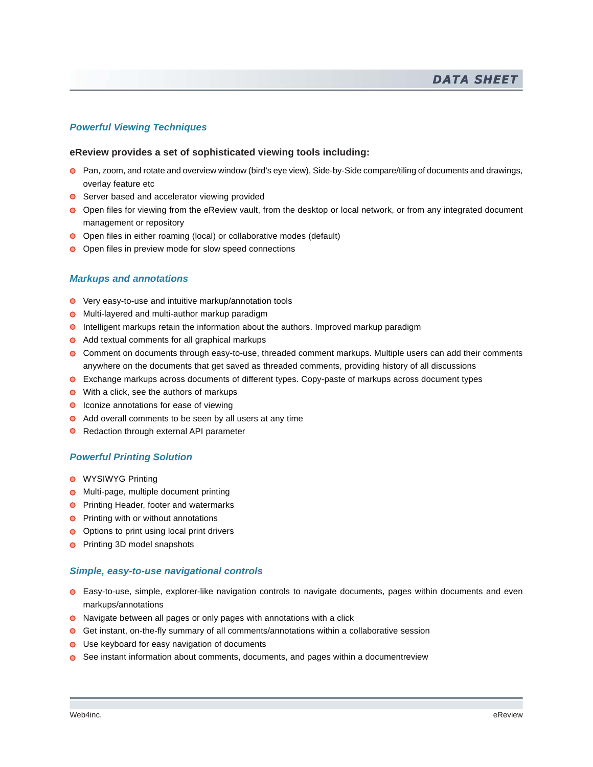## Powerful Viewing Techniques

**eReview provides a set of sophisticated viewing tools including:**

- Pan, zoom, and rotate and overview window (bird's eye view), Side-by-Side compare/tiling of documents and drawings, overlay feature etc
- Server based and accelerator viewing provided
- Open files for viewing from the eReview vault, from the desktop or local network, or from any integrated document management or repository
- Open files in either roaming (local) or collaborative modes (default)
- Open files in preview mode for slow speed connections

## Markups and annotations

- Very easy-to-use and intuitive markup/annotation tools
- Multi-layered and multi-author markup paradigm
- Intelligent markups retain the information about the authors. Improved markup paradigm
- Add textual comments for all graphical markups
- Comment on documents through easy-to-use, threaded comment markups. Multiple users can add their comments anywhere on the documents that get saved as threaded comments, providing history of all discussions
- Exchange markups across documents of different types. Copy-paste of markups across document types
- With a click, see the authors of markups
- Iconize annotations for ease of viewing
- Add overall comments to be seen by all users at any time
- Redaction through external API parameter

## Powerful Printing Solution

- WYSIWYG Printing
- Multi-page, multiple document printing
- Printing Header, footer and watermarks
- Printing with or without annotations
- Options to print using local print drivers
- Printing 3D model snapshots

## Simple, easy-to-use navigational controls

- Easy-to-use, simple, explorer-like navigation controls to navigate documents, pages within documents and even markups/annotations
- Navigate between all pages or only pages with annotations with a click
- Get instant, on-the-fly summary of all comments/annotations within a collaborative session
- Use keyboard for easy navigation of documents
- See instant information about comments, documents, and pages within a documentreview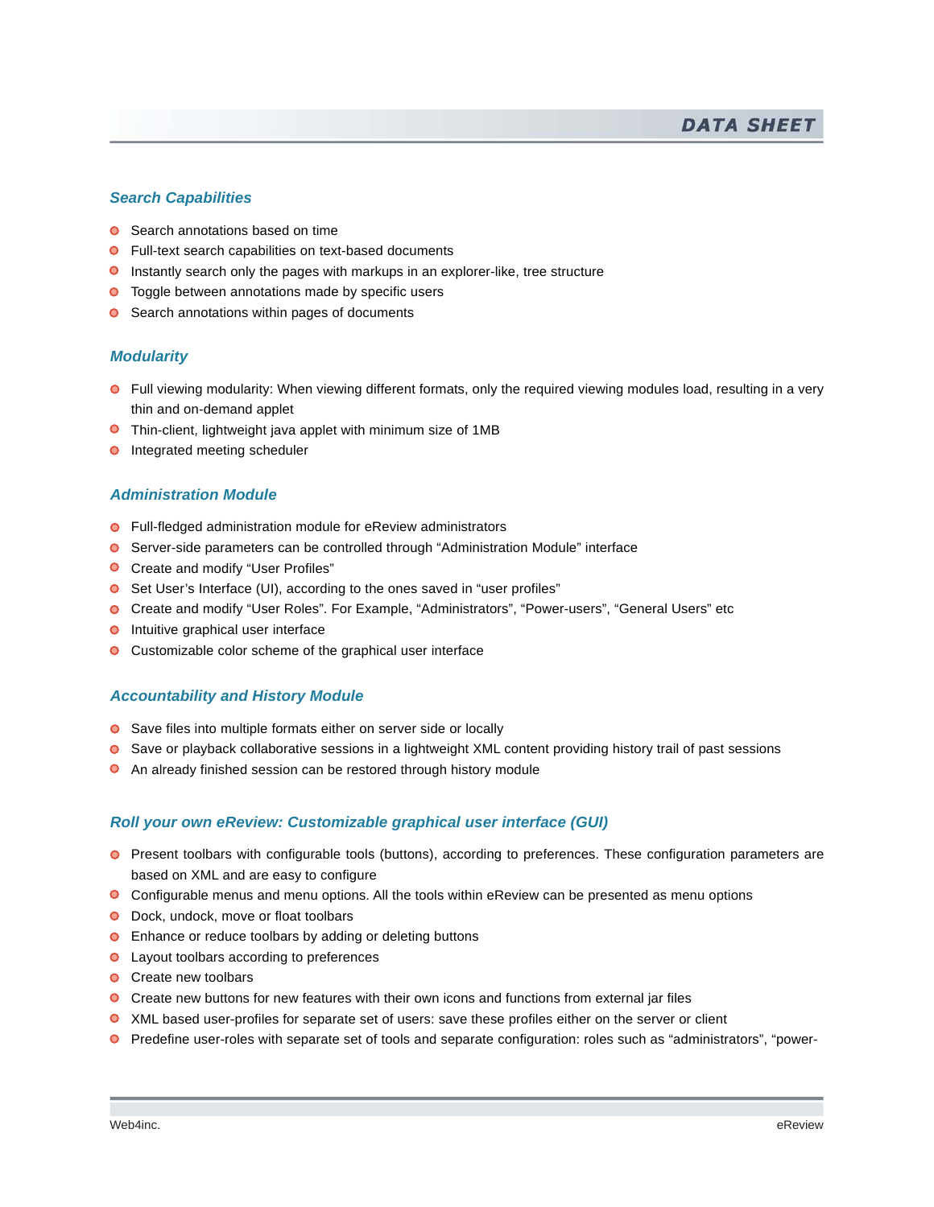### *Search Capabilities*

- Search annotations based on time
- Full-text search capabilities on text-based documents
- Instantly search only the pages with markups in an explorer-like, tree structure
- Toggle between annotations made by specific users
- Search annotations within pages of documents

### *Modularity*

- Full viewing modularity: When viewing different formats, only the required viewing modules load, resulting in a very thin and on-demand applet
- Thin-client, lightweight java applet with minimum size of 1MB
- Integrated meeting scheduler

### *Administration Module*

- Full-fledged administration module for eReview administrators
- Server-side parameters can be controlled through “Administration Module” interface
- Create and modify “User Profiles”
- Set User’s Interface (UI), according to the ones saved in “user profiles”
- Create and modify “User Roles”. For Example, “Administrators”, “Power-users”, “General Users” etc
- Intuitive graphical user interface
- Customizable color scheme of the graphical user interface

### *Accountability and History Module*

- Save files into multiple formats either on server side or locally
- Save or playback collaborative sessions in a lightweight XML content providing history trail of past sessions
- An already finished session can be restored through history module

### *Roll your own eReview: Customizable graphical user interface (GUI)*

- Present toolbars with configurable tools (buttons), according to preferences. These configuration parameters are based on XML and are easy to configure
- Configurable menus and menu options. All the tools within eReview can be presented as menu options
- Dock, undock, move or float toolbars
- Enhance or reduce toolbars by adding or deleting buttons
- Layout toolbars according to preferences
- Create new toolbars
- Create new buttons for new features with their own icons and functions from external jar files
- XML based user-profiles for separate set of users: save these profiles either on the server or client
- Predefine user-roles with separate set of tools and separate configuration: roles such as “administrators”, “power-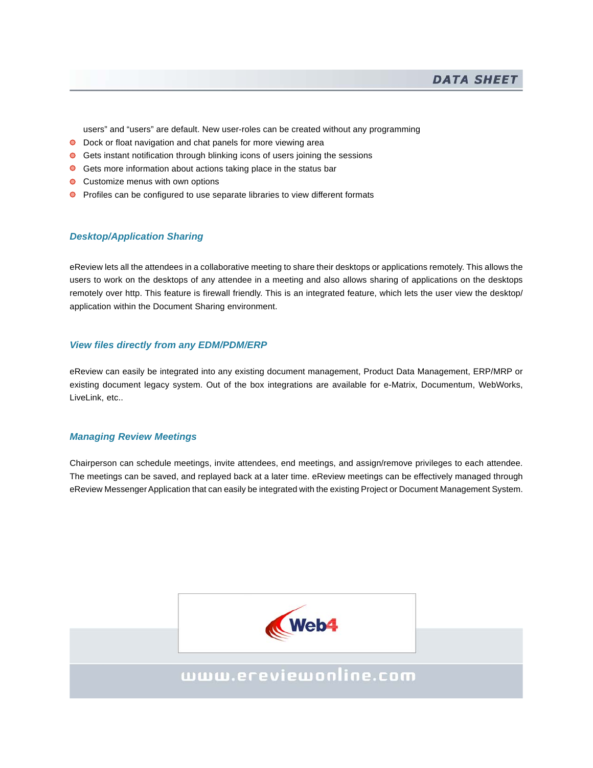users" and "users" are default. New user-roles can be created without any programming

- Dock or float navigation and chat panels for more viewing area
- Gets instant notification through blinking icons of users joining the sessions
- Gets more information about actions taking place in the status bar
- Customize menus with own options
- Profiles can be configured to use separate libraries to view different formats

### *Desktop/Application Sharing*

eReview lets all the attendees in a collaborative meeting to share their desktops or applications remotely. This allows the users to work on the desktops of any attendee in a meeting and also allows sharing of applications on the desktops remotely over http. This feature is firewall friendly. This is an integrated feature, which lets the user view the desktop/application within the Document Sharing environment.

### *View files directly from any EDM/PDM/ERP*

eReview can easily be integrated into any existing document management, Product Data Management, ERP/MRP or existing document legacy system. Out of the box integrations are available for e-Matrix, Documentum, WebWorks, LiveLink, etc..

### *Managing Review Meetings*

Chairperson can schedule meetings, invite attendees, end meetings, and assign/remove privileges to each attendee. The meetings can be saved, and replayed back at a later time. eReview meetings can be effectively managed through eReview Messenger Application that can easily be integrated with the existing Project or Document Management System.

Web4

www.ereviewonline.com